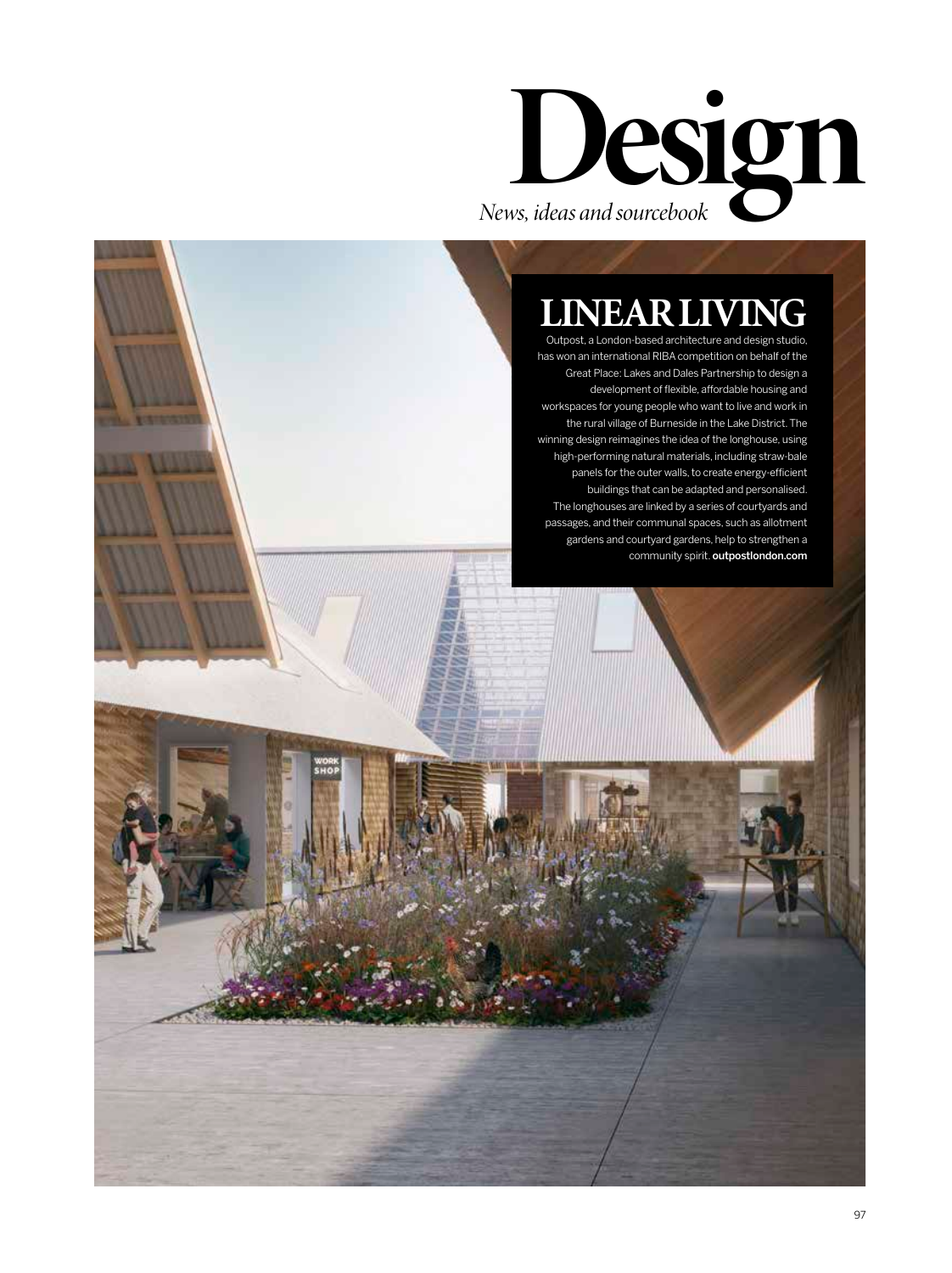# Design

*News, ideas and sourcebook*

## LINEAR LIVING

Outpost, a London-based architecture and design studio, has won an international RIBA competition on behalf of the Great Place: Lakes and Dales Partnership to design a development of flexible, affordable housing and workspaces for young people who want to live and work in the rural village of Burneside in the Lake District. The winning design reimagines the idea of the longhouse, using high-performing natural materials, including straw-bale panels for the outer walls, to create energy-efficient buildings that can be adapted and personalised. The longhouses are linked by a series of courtyards and passages, and their communal spaces, such as allotment gardens and courtyard gardens, help to strengthen a community spirit. **outpostlondon.com**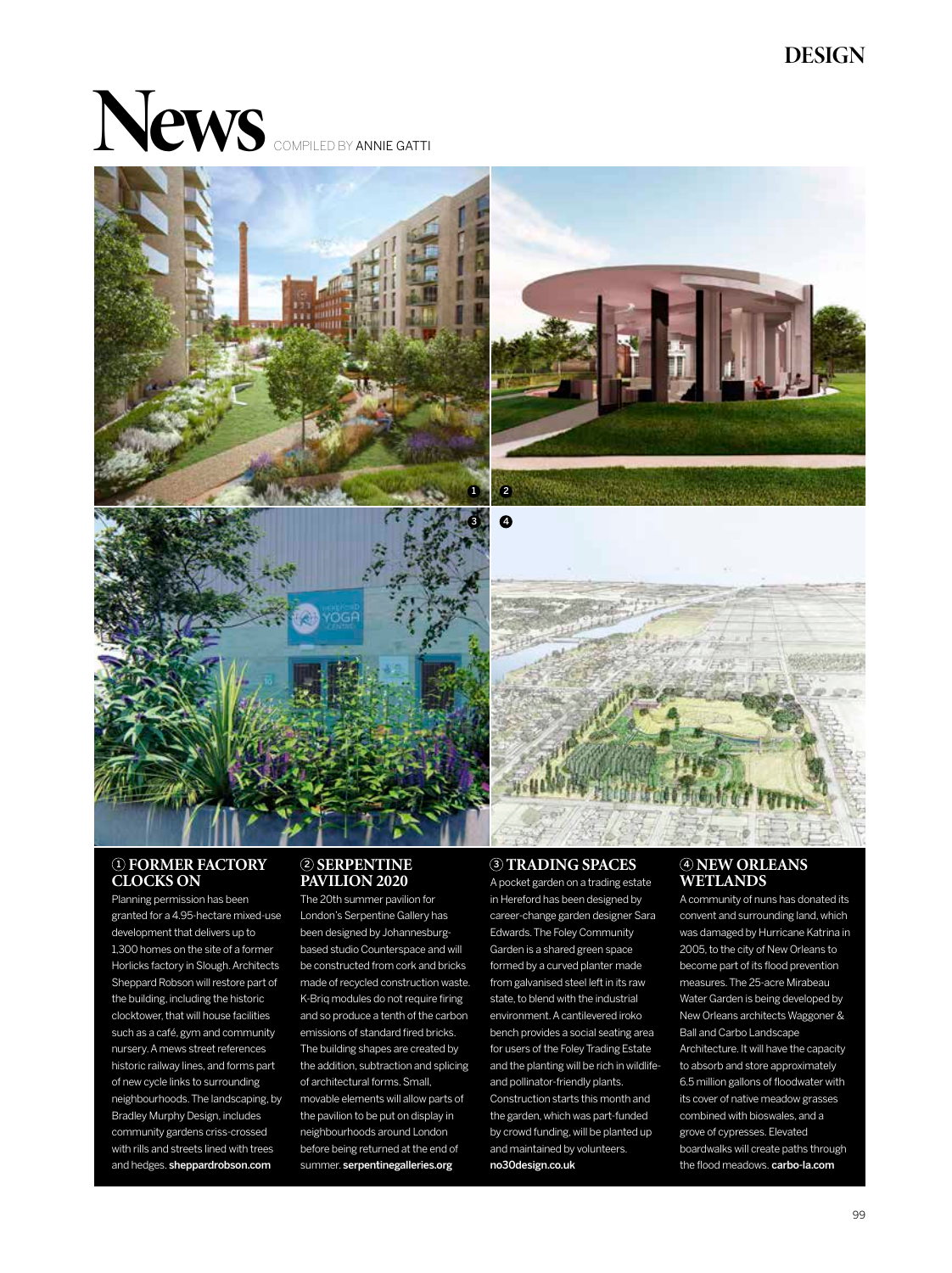# News

COMPILED BY ANNIE GATTI

### ① FORMER FACTORY CLOCKS ON

Planning permission has been granted for a 4.95-hectare mixed-use development that delivers up to 1,300 homes on the site of a former Horlicks factory in Slough. Architects Sheppard Robson will restore part of the building, including the historic clocktower, that will house facilities such as a café, gym and community nursery. A mews street references historic railway lines, and forms part of new cycle links to surrounding neighbourhoods. The landscaping, by Bradley Murphy Design, includes community gardens criss-crossed with rills and streets lined with trees and hedges. **sheppardrobson.com**

### ② SERPENTINE PAVILION 2020

The 20th summer pavilion for London's Serpentine Gallery has been designed by Johannesburg-based studio Counterspace and will be constructed from cork and bricks made of recycled construction waste. K-Briq modules do not require firing and so produce a tenth of the carbon emissions of standard fired bricks. The building shapes are created by the addition, subtraction and splicing of architectural forms. Small, movable elements will allow parts of the pavilion to be put on display in neighbourhoods around London before being returned at the end of summer. **serpentinegalleries.org**

### ③ TRADING SPACES

A pocket garden on a trading estate in Hereford has been designed by career-change garden designer Sara Edwards. The Foley Community Garden is a shared green space formed by a curved planter made from galvanised steel left in its raw state, to blend with the industrial environment. A cantilevered iroko bench provides a social seating area for users of the Foley Trading Estate and the planting will be rich in wildlife- and pollinator-friendly plants. Construction starts this month and the garden, which was part-funded by crowd funding, will be planted up and maintained by volunteers. **no30design.co.uk**

### ④ NEW ORLEANS WETLANDS

A community of nuns has donated its convent and surrounding land, which was damaged by Hurricane Katrina in 2005, to the city of New Orleans to become part of its flood prevention measures. The 25-acre Mirabeau Water Garden is being developed by New Orleans architects Waggoner & Ball and Carbo Landscape Architecture. It will have the capacity to absorb and store approximately 6.5 million gallons of floodwater with its cover of native meadow grasses combined with bioswales, and a grove of cypresses. Elevated boardwalks will create paths through the flood meadows. **carbo-la.com**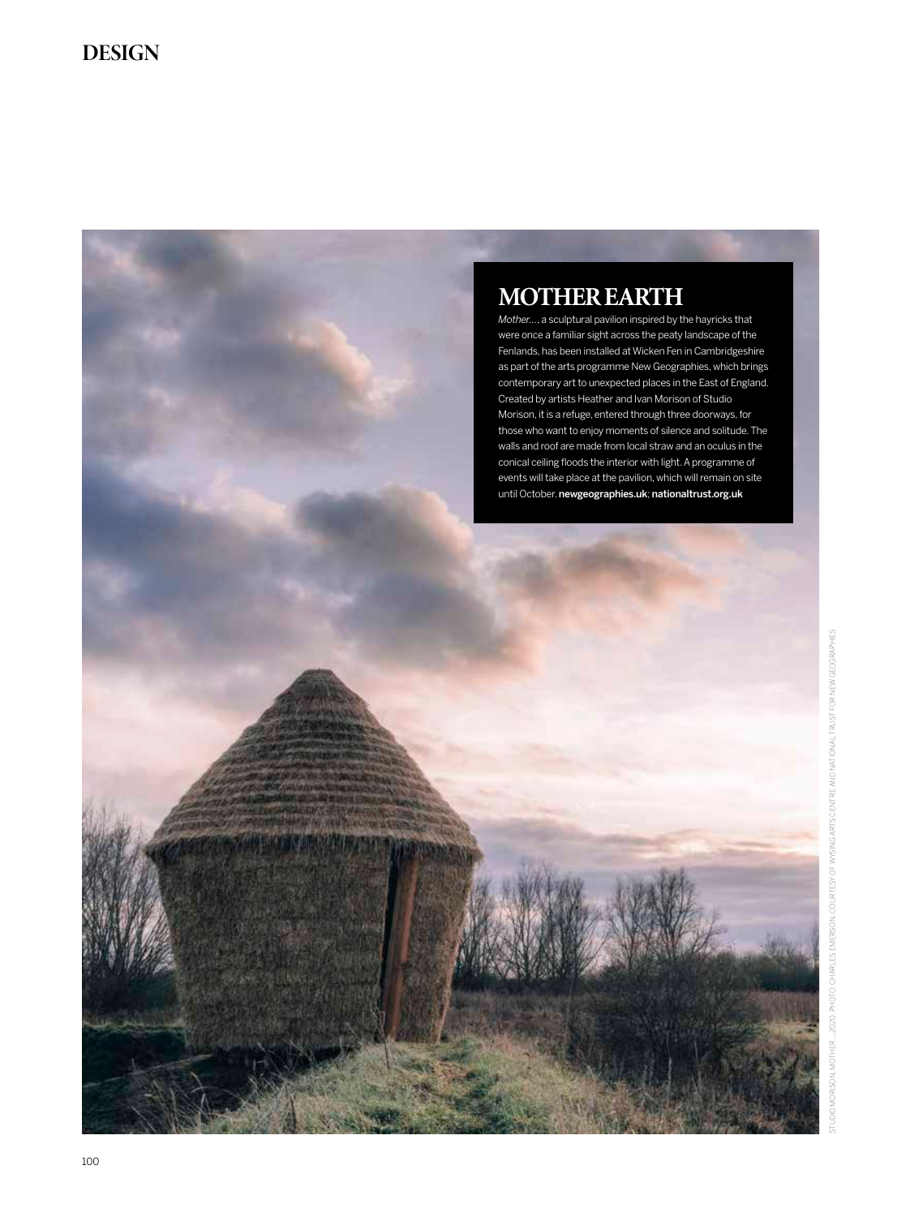## MOTHER EARTH

*Mother...*, a sculptural pavilion inspired by the hayricks that were once a familiar sight across the peaty landscape of the Fenlands, has been installed at Wicken Fen in Cambridgeshire as part of the arts programme New Geographies, which brings contemporary art to unexpected places in the East of England. Created by artists Heather and Ivan Morison of Studio Morison, it is a refuge, entered through three doorways, for those who want to enjoy moments of silence and solitude. The walls and roof are made from local straw and an oculus in the conical ceiling floods the interior with light. A programme of events will take place at the pavilion, which will remain on site until October. **newgeographies.uk**; **nationaltrust.org.uk**

STUDIO MORISON, MOTHER..., 2020. PHOTO: CHARLES EMERSON. COURTESY OF WYSING ARTS CENTRE AND NATIONAL TRUST FOR NEW GEOGRAPHIES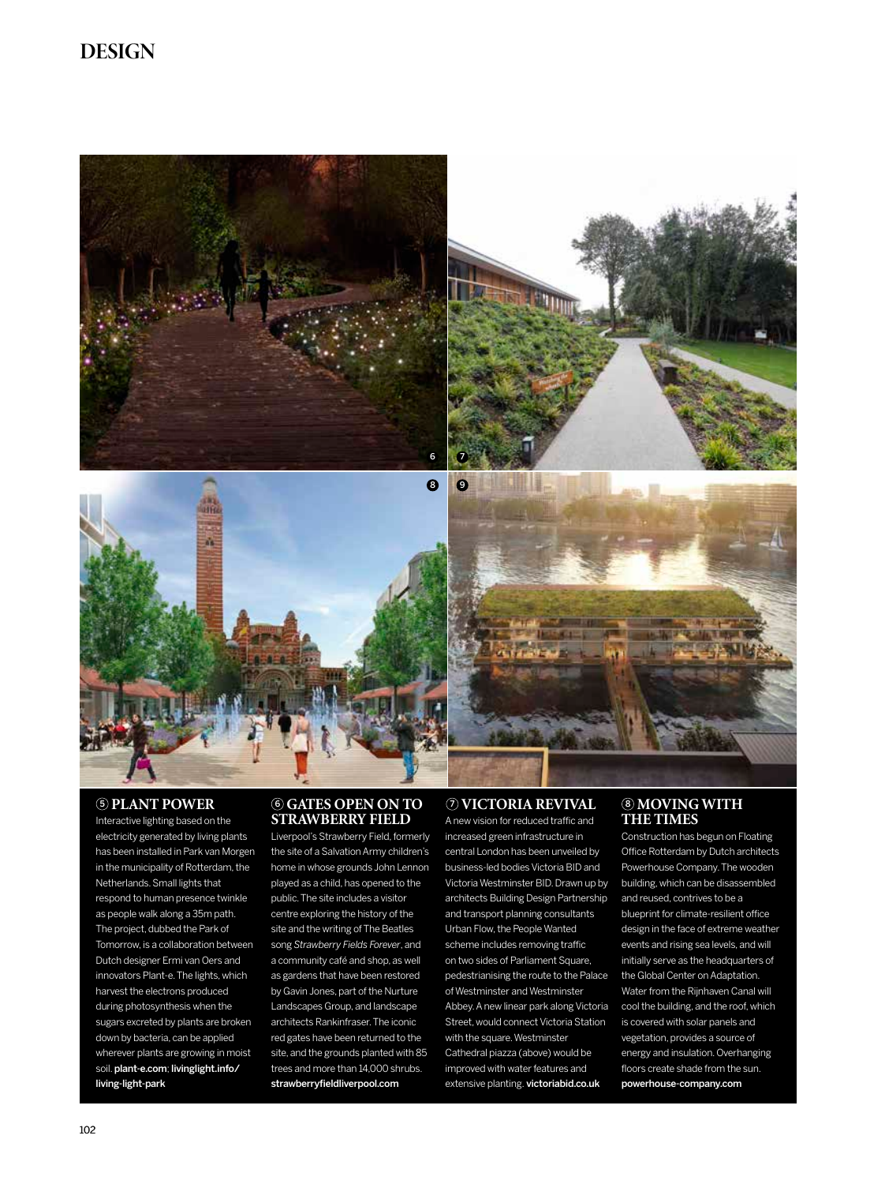# DESIGN

6 7

8 9

## ⑤ PLANT POWER

Interactive lighting based on the electricity generated by living plants has been installed in Park van Morgen in the municipality of Rotterdam, the Netherlands. Small lights that respond to human presence twinkle as people walk along a 35m path. The project, dubbed the Park of Tomorrow, is a collaboration between Dutch designer Ermi van Oers and innovators Plant-e. The lights, which harvest the electrons produced during photosynthesis when the sugars excreted by plants are broken down by bacteria, can be applied wherever plants are growing in moist soil. **plant-e.com**; **livinglight.info/living-light-park**

## ⑥ GATES OPEN ON TO STRAWBERRY FIELD

Liverpool's Strawberry Field, formerly the site of a Salvation Army children's home in whose grounds John Lennon played as a child, has opened to the public. The site includes a visitor centre exploring the history of the site and the writing of The Beatles song *Strawberry Fields Forever*, and a community café and shop, as well as gardens that have been restored by Gavin Jones, part of the Nurture Landscapes Group, and landscape architects Rankinfraser. The iconic red gates have been returned to the site, and the grounds planted with 85 trees and more than 14,000 shrubs. **strawberryfieldliverpool.com**

## ⑦ VICTORIA REVIVAL

A new vision for reduced traffic and increased green infrastructure in central London has been unveiled by business-led bodies Victoria BID and Victoria Westminster BID. Drawn up by architects Building Design Partnership and transport planning consultants Urban Flow, the People Wanted scheme includes removing traffic on two sides of Parliament Square, pedestrianising the route to the Palace of Westminster and Westminster Abbey. A new linear park along Victoria Street, would connect Victoria Station with the square. Westminster Cathedral piazza (above) would be improved with water features and extensive planting. **victoriabid.co.uk**

## ⑧ MOVING WITH THE TIMES

Construction has begun on Floating Office Rotterdam by Dutch architects Powerhouse Company. The wooden building, which can be disassembled and reused, contrives to be a blueprint for climate-resilient office design in the face of extreme weather events and rising sea levels, and will initially serve as the headquarters of the Global Center on Adaptation. Water from the Rijnhaven Canal will cool the building, and the roof, which is covered with solar panels and vegetation, provides a source of energy and insulation. Overhanging floors create shade from the sun. **powerhouse-company.com**